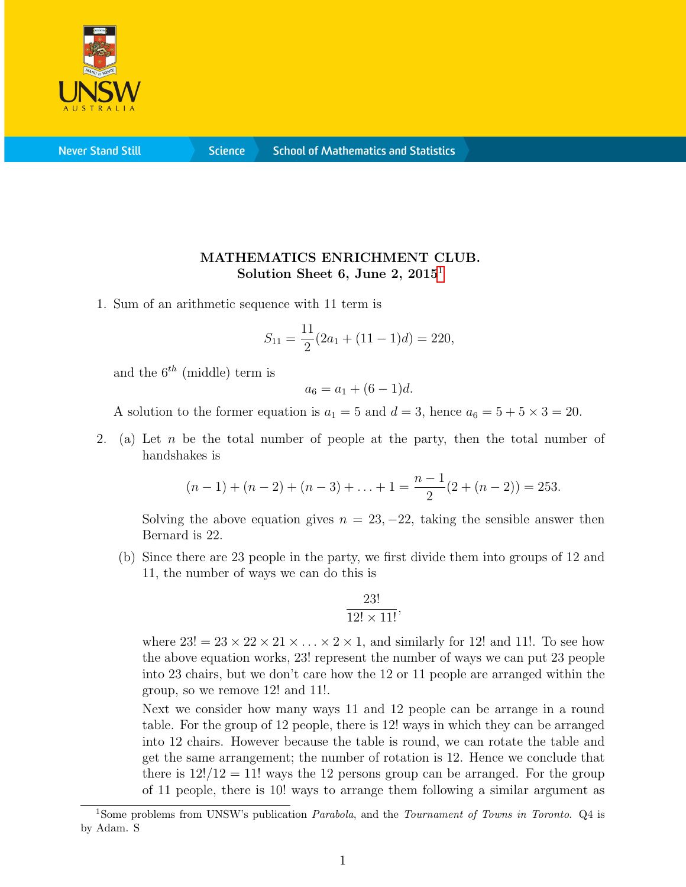**MATHEMATICS ENRICHMENT CLUB.**
**Solution Sheet 6, June 2, 2015**[1]

1. Sum of an arithmetic sequence with 11 term is

$$S_{11} = \frac{11}{2}(2a_1 + (11-1)d) = 220,$$

and the $6^{th}$ (middle) term is

$$a_6 = a_1 + (6-1)d.$$

A solution to the former equation is $a_1 = 5$ and $d = 3$, hence $a_6 = 5 + 5 \times 3 = 20$.

2. (a) Let $n$ be the total number of people at the party, then the total number of handshakes is

$$(n-1) + (n-2) + (n-3) + \ldots + 1 = \frac{n-1}{2}(2 + (n-2)) = 253.$$

Solving the above equation gives $n = 23, -22$, taking the sensible answer then Bernard is 22.

(b) Since there are 23 people in the party, we first divide them into groups of 12 and 11, the number of ways we can do this is

$$\frac{23!}{12! \times 11!},$$

where $23! = 23 \times 22 \times 21 \times \ldots \times 2 \times 1$, and similarly for $12!$ and $11!$. To see how the above equation works, $23!$ represent the number of ways we can put 23 people into 23 chairs, but we don't care how the 12 or 11 people are arranged within the group, so we remove $12!$ and $11!$.

Next we consider how many ways 11 and 12 people can be arrange in a round table. For the group of 12 people, there is $12!$ ways in which they can be arranged into 12 chairs. However because the table is round, we can rotate the table and get the same arrangement; the number of rotation is 12. Hence we conclude that there is $12!/12 = 11!$ ways the 12 persons group can be arranged. For the group of 11 people, there is $10!$ ways to arrange them following a similar argument as

---

[1] Some problems from UNSW's publication *Parabola*, and the *Tournament of Towns in Toronto*. Q4 is by Adam. S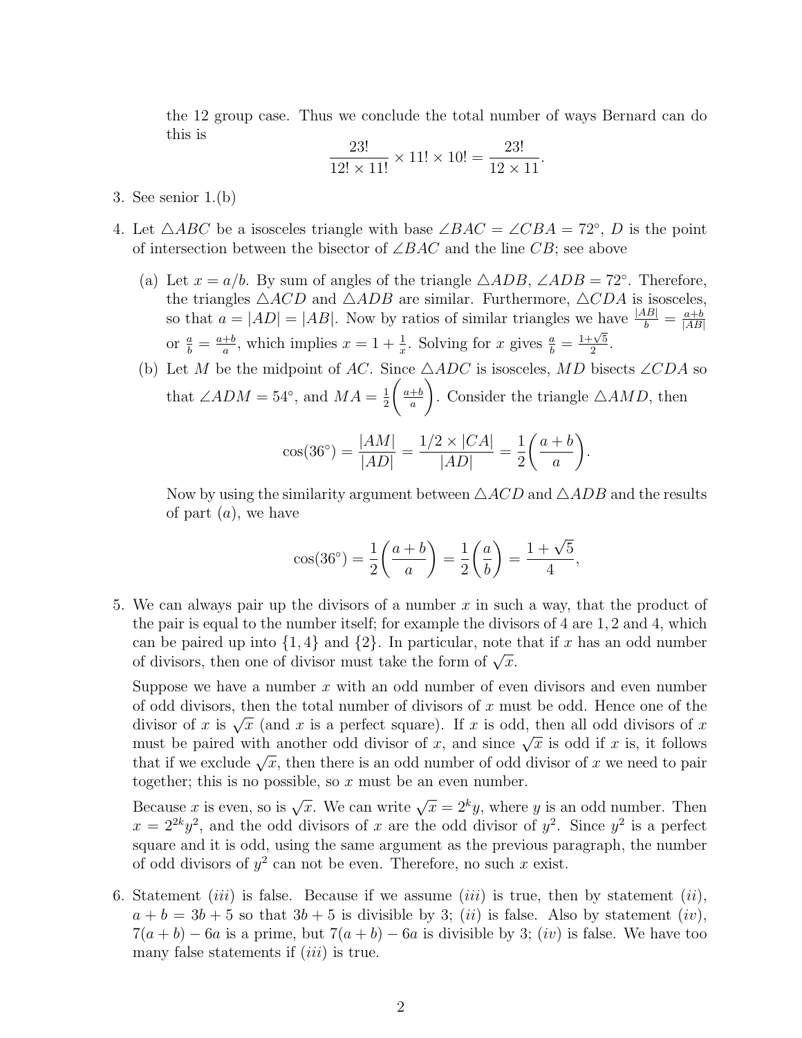the 12 group case. Thus we conclude the total number of ways Bernard can do this is

$$\frac{23!}{12! \times 11!} \times 11! \times 10! = \frac{23!}{12 \times 11}.$$

3. See senior 1.(b)

4. Let $\triangle ABC$ be a isosceles triangle with base $\angle BAC = \angle CBA = 72^\circ$, $D$ is the point of intersection between the bisector of $\angle BAC$ and the line $CB$; see above

   (a) Let $x = a/b$. By sum of angles of the triangle $\triangle ADB$, $\angle ADB = 72^\circ$. Therefore, the triangles $\triangle ACD$ and $\triangle ADB$ are similar. Furthermore, $\triangle CDA$ is isosceles, so that $a = |AD| = |AB|$. Now by ratios of similar triangles we have $\frac{|AB|}{b} = \frac{a+b}{|AB|}$ or $\frac{a}{b} = \frac{a+b}{a}$, which implies $x = 1 + \frac{1}{x}$. Solving for $x$ gives $\frac{a}{b} = \frac{1+\sqrt{5}}{2}$.

   (b) Let $M$ be the midpoint of $AC$. Since $\triangle ADC$ is isosceles, $MD$ bisects $\angle CDA$ so that $\angle ADM = 54^\circ$, and $MA = \frac{1}{2}\left(\frac{a+b}{a}\right)$. Consider the triangle $\triangle AMD$, then

   $$\cos(36^\circ) = \frac{|AM|}{|AD|} = \frac{1/2 \times |CA|}{|AD|} = \frac{1}{2}\left(\frac{a+b}{a}\right).$$

   Now by using the similarity argument between $\triangle ACD$ and $\triangle ADB$ and the results of part $(a)$, we have

   $$\cos(36^\circ) = \frac{1}{2}\left(\frac{a+b}{a}\right) = \frac{1}{2}\left(\frac{a}{b}\right) = \frac{1+\sqrt{5}}{4},$$

5. We can always pair up the divisors of a number $x$ in such a way, that the product of the pair is equal to the number itself; for example the divisors of 4 are $1, 2$ and 4, which can be paired up into $\{1, 4\}$ and $\{2\}$. In particular, note that if $x$ has an odd number of divisors, then one of divisor must take the form of $\sqrt{x}$.

   Suppose we have a number $x$ with an odd number of even divisors and even number of odd divisors, then the total number of divisors of $x$ must be odd. Hence one of the divisor of $x$ is $\sqrt{x}$ (and $x$ is a perfect square). If $x$ is odd, then all odd divisors of $x$ must be paired with another odd divisor of $x$, and since $\sqrt{x}$ is odd if $x$ is, it follows that if we exclude $\sqrt{x}$, then there is an odd number of odd divisor of $x$ we need to pair together; this is no possible, so $x$ must be an even number.

   Because $x$ is even, so is $\sqrt{x}$. We can write $\sqrt{x} = 2^k y$, where $y$ is an odd number. Then $x = 2^{2k}y^2$, and the odd divisors of $x$ are the odd divisor of $y^2$. Since $y^2$ is a perfect square and it is odd, using the same argument as the previous paragraph, the number of odd divisors of $y^2$ can not be even. Therefore, no such $x$ exist.

6. Statement $(iii)$ is false. Because if we assume $(iii)$ is true, then by statement $(ii)$, $a + b = 3b + 5$ so that $3b + 5$ is divisible by 3; $(ii)$ is false. Also by statement $(iv)$, $7(a + b) - 6a$ is a prime, but $7(a + b) - 6a$ is divisible by 3; $(iv)$ is false. We have too many false statements if $(iii)$ is true.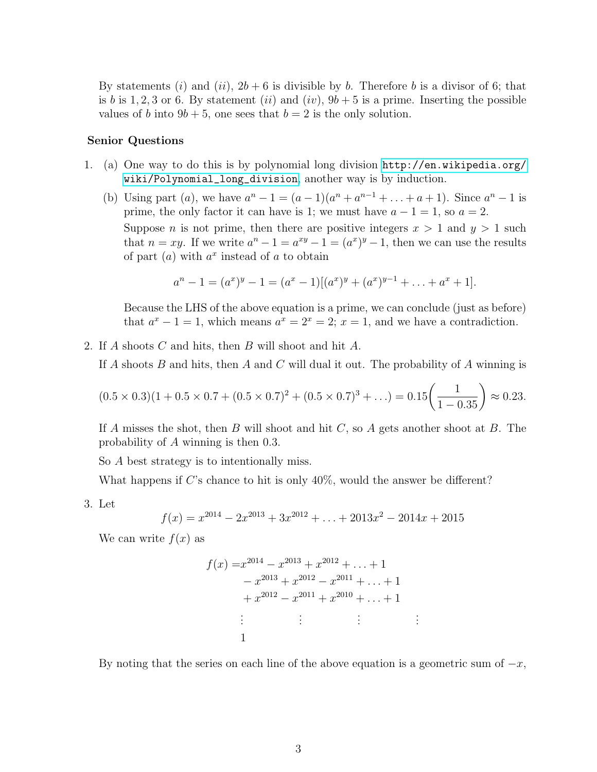By statements $(i)$ and $(ii)$, $2b+6$ is divisible by $b$. Therefore $b$ is a divisor of 6; that is $b$ is $1, 2, 3$ or $6$. By statement $(ii)$ and $(iv)$, $9b+5$ is a prime. Inserting the possible values of $b$ into $9b+5$, one sees that $b = 2$ is the only solution.

**Senior Questions**

1. (a) One way to do this is by polynomial long division http://en.wikipedia.org/wiki/Polynomial_long_division, another way is by induction.

   (b) Using part $(a)$, we have $a^n - 1 = (a-1)(a^n + a^{n-1} + \ldots + a + 1)$. Since $a^n - 1$ is prime, the only factor it can have is 1; we must have $a - 1 = 1$, so $a = 2$.

   Suppose $n$ is not prime, then there are positive integers $x > 1$ and $y > 1$ such that $n = xy$. If we write $a^n - 1 = a^{xy} - 1 = (a^x)^y - 1$, then we can use the results of part $(a)$ with $a^x$ instead of $a$ to obtain

   $$a^n - 1 = (a^x)^y - 1 = (a^x - 1)[(a^x)^y + (a^x)^{y-1} + \ldots + a^x + 1].$$

   Because the LHS of the above equation is a prime, we can conclude (just as before) that $a^x - 1 = 1$, which means $a^x = 2^x = 2$; $x = 1$, and we have a contradiction.

2. If $A$ shoots $C$ and hits, then $B$ will shoot and hit $A$.

   If $A$ shoots $B$ and hits, then $A$ and $C$ will dual it out. The probability of $A$ winning is

   $$(0.5 \times 0.3)(1 + 0.5 \times 0.7 + (0.5 \times 0.7)^2 + (0.5 \times 0.7)^3 + \ldots) = 0.15\left(\frac{1}{1 - 0.35}\right) \approx 0.23.$$

   If $A$ misses the shot, then $B$ will shoot and hit $C$, so $A$ gets another shoot at $B$. The probability of $A$ winning is then 0.3.

   So $A$ best strategy is to intentionally miss.

   What happens if $C$'s chance to hit is only 40%, would the answer be different?

3. Let

   $$f(x) = x^{2014} - 2x^{2013} + 3x^{2012} + \ldots + 2013x^2 - 2014x + 2015$$

   We can write $f(x)$ as

   $$\begin{aligned} f(x) = & x^{2014} - x^{2013} + x^{2012} + \ldots + 1 \\ & - x^{2013} + x^{2012} - x^{2011} + \ldots + 1 \\ & + x^{2012} - x^{2011} + x^{2010} + \ldots + 1 \\ & \vdots \qquad \vdots \qquad \vdots \qquad \vdots \\ & 1 \end{aligned}$$

   By noting that the series on each line of the above equation is a geometric sum of $-x$,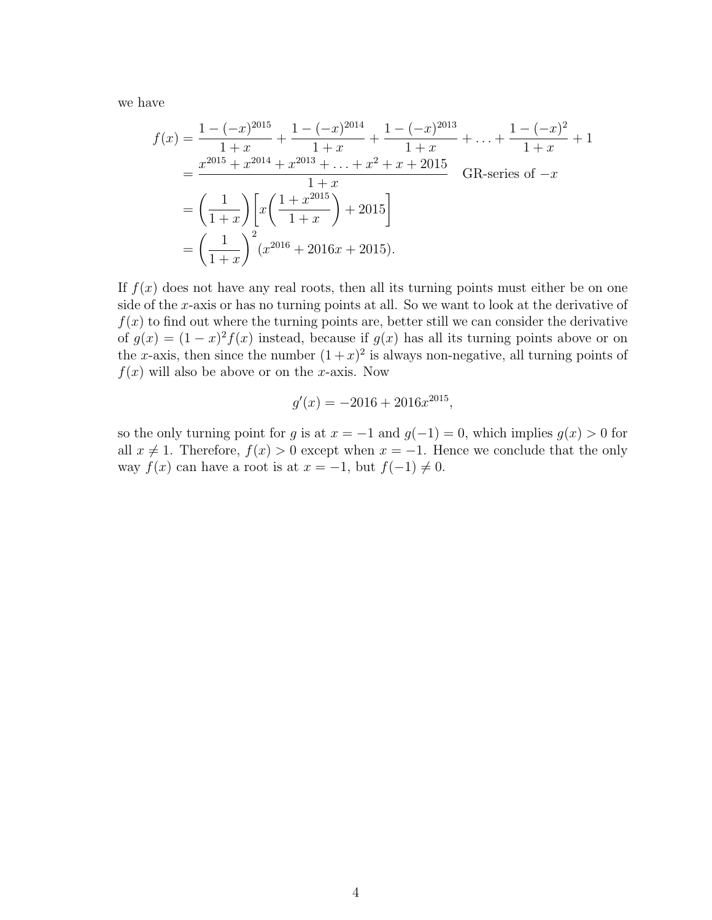we have

$$
\begin{aligned}
f(x) &= \frac{1-(-x)^{2015}}{1+x} + \frac{1-(-x)^{2014}}{1+x} + \frac{1-(-x)^{2013}}{1+x} + \ldots + \frac{1-(-x)^{2}}{1+x} + 1 \\
&= \frac{x^{2015} + x^{2014} + x^{2013} + \ldots + x^2 + x + 2015}{1+x} \quad \text{GR-series of } -x \\
&= \left(\frac{1}{1+x}\right)\left[x\left(\frac{1+x^{2015}}{1+x}\right) + 2015\right] \\
&= \left(\frac{1}{1+x}\right)^2 (x^{2016} + 2016x + 2015).
\end{aligned}
$$

If $f(x)$ does not have any real roots, then all its turning points must either be on one side of the $x$-axis or has no turning points at all. So we want to look at the derivative of $f(x)$ to find out where the turning points are, better still we can consider the derivative of $g(x) = (1-x)^2 f(x)$ instead, because if $g(x)$ has all its turning points above or on the $x$-axis, then since the number $(1+x)^2$ is always non-negative, all turning points of $f(x)$ will also be above or on the $x$-axis. Now

$$
g'(x) = -2016 + 2016x^{2015},
$$

so the only turning point for $g$ is at $x = -1$ and $g(-1) = 0$, which implies $g(x) > 0$ for all $x \neq 1$. Therefore, $f(x) > 0$ except when $x = -1$. Hence we conclude that the only way $f(x)$ can have a root is at $x = -1$, but $f(-1) \neq 0$.